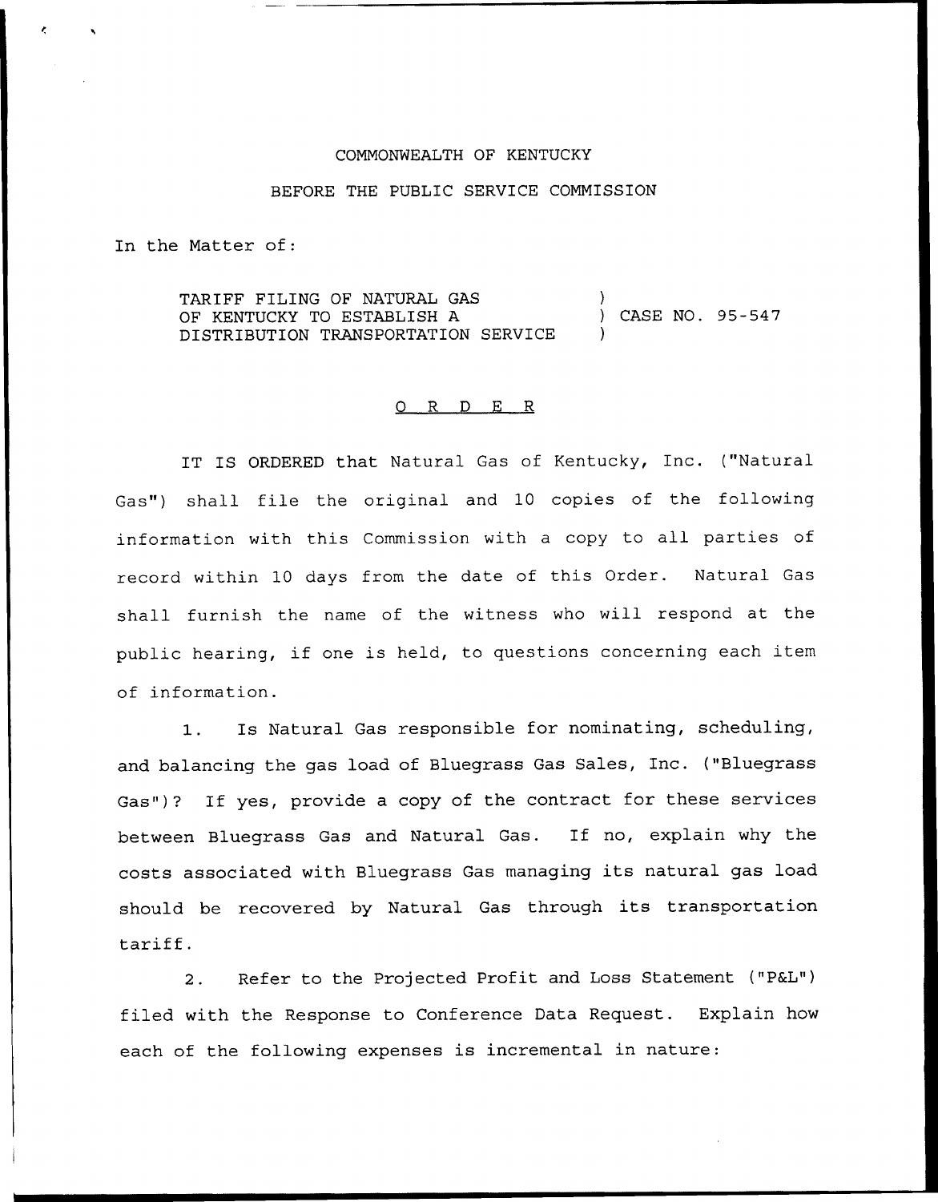COMMONWEALTH OF KENTUCKY

BEFORE THE PUBLIC SERVICE COMMISSION

In the Matter of:

| | | |
|---|---|---|
| TARIFF FILING OF NATURAL GAS OF KENTUCKY TO ESTABLISH A DISTRIBUTION TRANSPORTATION SERVICE | ) ) ) | CASE NO. 95-547 |

## O R D E R

IT IS ORDERED that Natural Gas of Kentucky, Inc. ("Natural Gas") shall file the original and 10 copies of the following information with this Commission with a copy to all parties of record within 10 days from the date of this Order. Natural Gas shall furnish the name of the witness who will respond at the public hearing, if one is held, to questions concerning each item of information.

1. Is Natural Gas responsible for nominating, scheduling, and balancing the gas load of Bluegrass Gas Sales, Inc. ("Bluegrass Gas")? If yes, provide a copy of the contract for these services between Bluegrass Gas and Natural Gas. If no, explain why the costs associated with Bluegrass Gas managing its natural gas load should be recovered by Natural Gas through its transportation tariff.

2. Refer to the Projected Profit and Loss Statement ("P&L") filed with the Response to Conference Data Request. Explain how each of the following expenses is incremental in nature: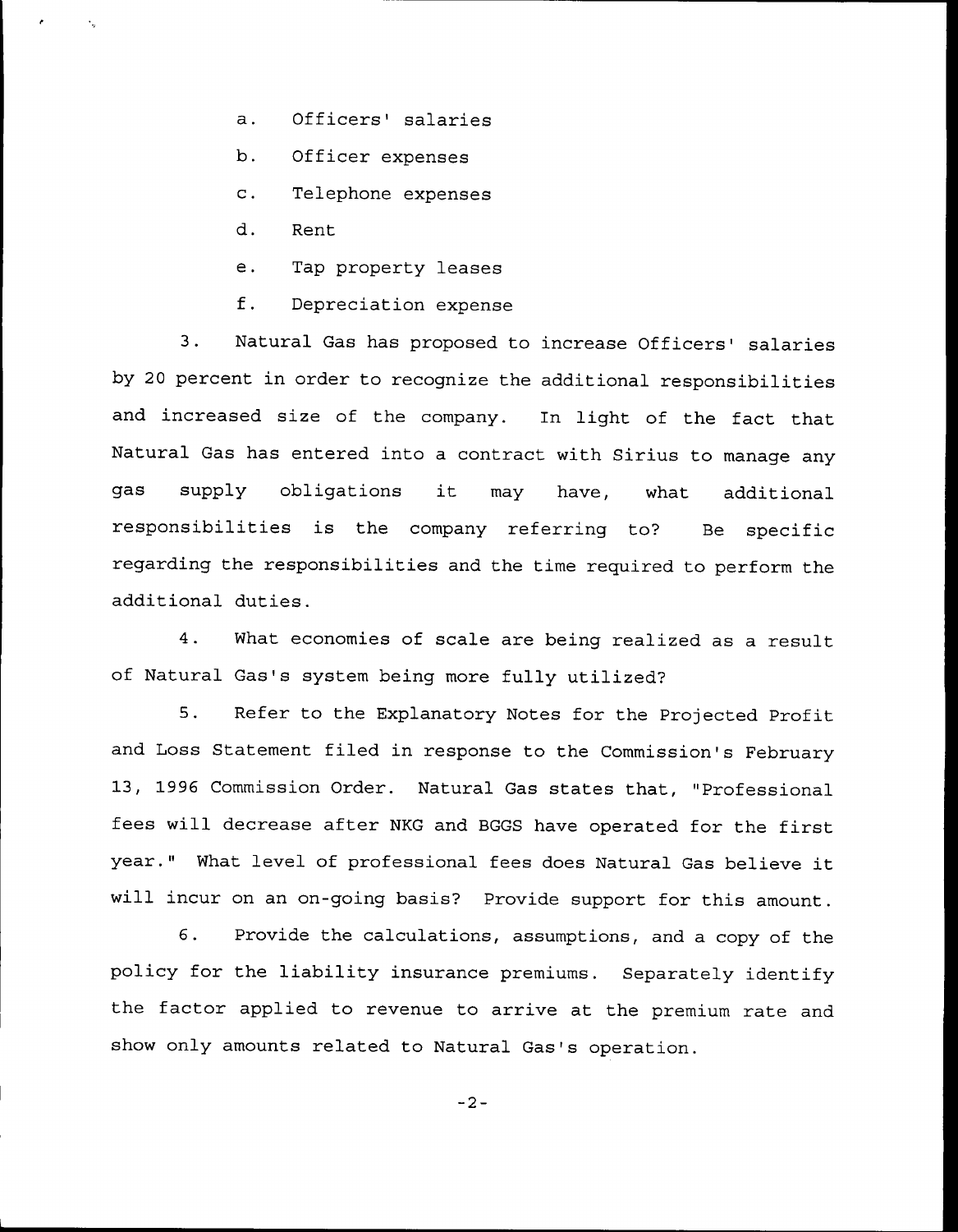a. Officers' salaries

b. Officer expenses

c. Telephone expenses

d. Rent

e. Tap property leases

f. Depreciation expense

3. Natural Gas has proposed to increase Officers' salaries by 20 percent in order to recognize the additional responsibilities and increased size of the company. In light of the fact that Natural Gas has entered into a contract with Sirius to manage any gas supply obligations it may have, what additional responsibilities is the company referring to? Be specific regarding the responsibilities and the time required to perform the additional duties.

4. What economies of scale are being realized as a result of Natural Gas's system being more fully utilized?

5. Refer to the Explanatory Notes for the Projected Profit and Loss Statement filed in response to the Commission's February 13, 1996 Commission Order. Natural Gas states that, "Professional fees will decrease after NKG and BGGS have operated for the first year." What level of professional fees does Natural Gas believe it will incur on an on-going basis? Provide support for this amount.

6. Provide the calculations, assumptions, and a copy of the policy for the liability insurance premiums. Separately identify the factor applied to revenue to arrive at the premium rate and show only amounts related to Natural Gas's operation.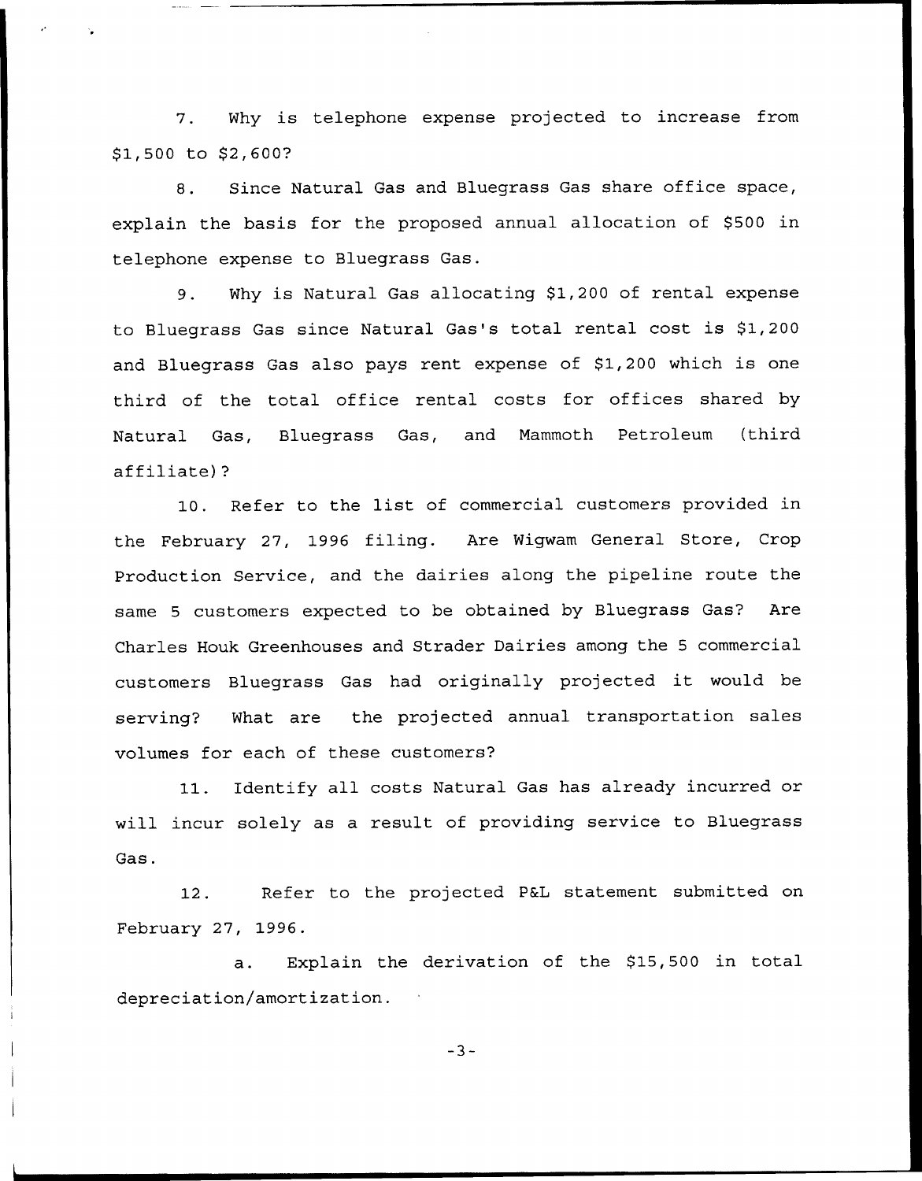7. Why is telephone expense projected to increase from $1,500 to $2,600?

8. Since Natural Gas and Bluegrass Gas share office space, explain the basis for the proposed annual allocation of $500 in telephone expense to Bluegrass Gas.

9. Why is Natural Gas allocating $1,200 of rental expense to Bluegrass Gas since Natural Gas's total rental cost is $1,200 and Bluegrass Gas also pays rent expense of $1,200 which is one third of the total office rental costs for offices shared by Natural Gas, Bluegrass Gas, and Mammoth Petroleum (third affiliate)?

10. Refer to the list of commercial customers provided in the February 27, 1996 filing. Are Wigwam General Store, Crop Production Service, and the dairies along the pipeline route the same 5 customers expected to be obtained by Bluegrass Gas? Are Charles Houk Greenhouses and Strader Dairies among the 5 commercial customers Bluegrass Gas had originally projected it would be serving? What are the projected annual transportation sales volumes for each of these customers?

11. Identify all costs Natural Gas has already incurred or will incur solely as a result of providing service to Bluegrass Gas.

12. Refer to the projected P&L statement submitted on February 27, 1996.

a. Explain the derivation of the $15,500 in total depreciation/amortization.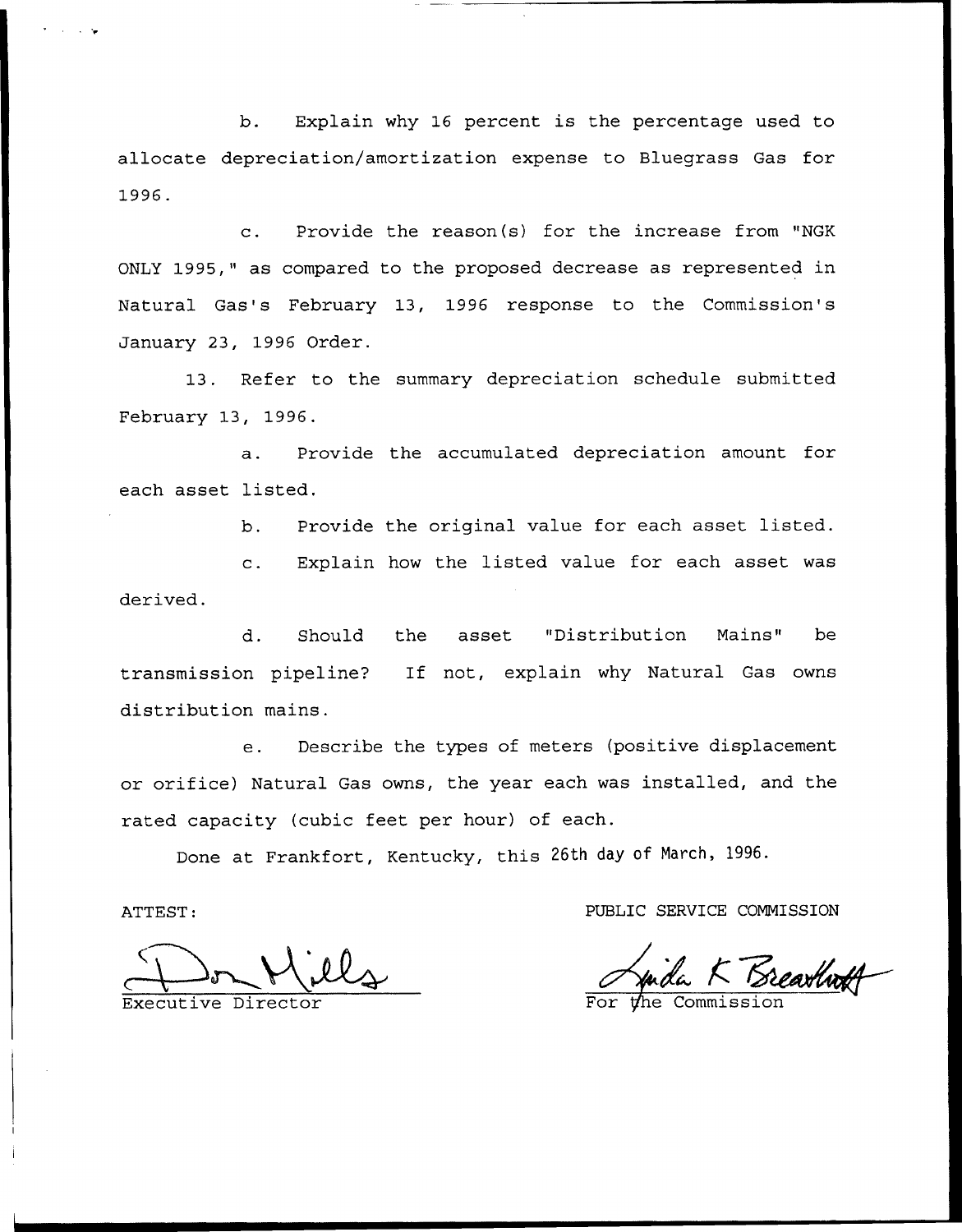b. Explain why 16 percent is the percentage used to allocate depreciation/amortization expense to Bluegrass Gas for 1996.

c. Provide the reason(s) for the increase from "NGK ONLY 1995," as compared to the proposed decrease as represented in Natural Gas's February 13, 1996 response to the Commission's January 23, 1996 Order.

13. Refer to the summary depreciation schedule submitted February 13, 1996.

a. Provide the accumulated depreciation amount for each asset listed.

b. Provide the original value for each asset listed.

c. Explain how the listed value for each asset was derived.

d. Should the asset "Distribution Mains" be transmission pipeline? If not, explain why Natural Gas owns distribution mains.

e. Describe the types of meters (positive displacement or orifice) Natural Gas owns, the year each was installed, and the rated capacity (cubic feet per hour) of each.

Done at Frankfort, Kentucky, this 26th day of March, 1996.

ATTEST:

Executive Director

PUBLIC SERVICE COMMISSION

For the Commission